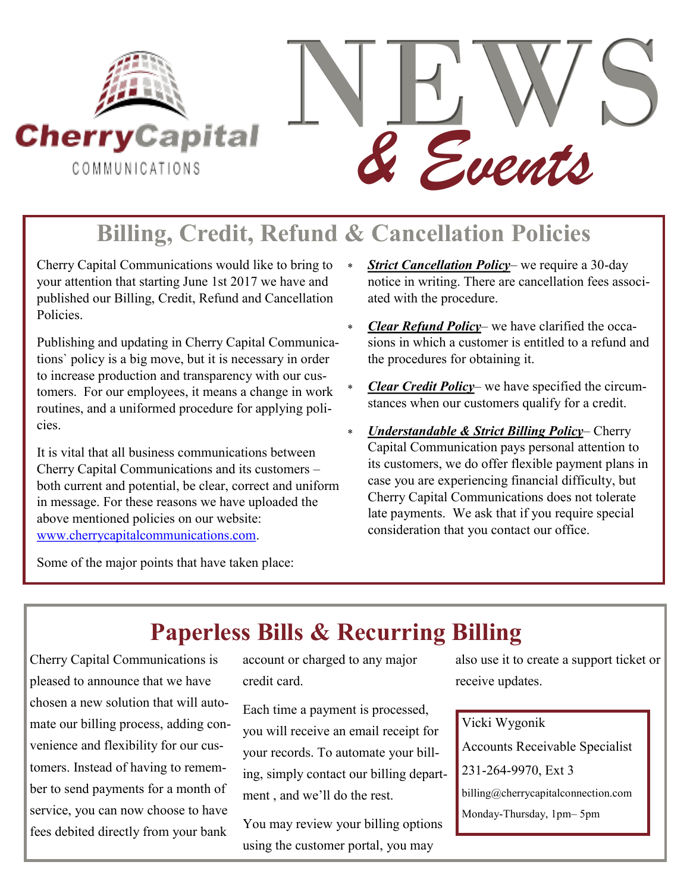# Cherry Capital Communications

# NEWS & Events

## Billing, Credit, Refund & Cancellation Policies

Cherry Capital Communications would like to bring to your attention that starting June 1st 2017 we have and published our Billing, Credit, Refund and Cancellation Policies.

Publishing and updating in Cherry Capital Communications` policy is a big move, but it is necessary in order to increase production and transparency with our customers. For our employees, it means a change in work routines, and a uniformed procedure for applying policies.

It is vital that all business communications between Cherry Capital Communications and its customers – both current and potential, be clear, correct and uniform in message. For these reasons we have uploaded the above mentioned policies on our website: www.cherrycapitalcommunications.com.

Some of the major points that have taken place:

- ***Strict Cancellation Policy***– we require a 30-day notice in writing. There are cancellation fees associated with the procedure.
- ***Clear Refund Policy***– we have clarified the occasions in which a customer is entitled to a refund and the procedures for obtaining it.
- ***Clear Credit Policy***– we have specified the circumstances when our customers qualify for a credit.
- ***Understandable & Strict Billing Policy***– Cherry Capital Communication pays personal attention to its customers, we do offer flexible payment plans in case you are experiencing financial difficulty, but Cherry Capital Communications does not tolerate late payments. We ask that if you require special consideration that you contact our office.

## Paperless Bills & Recurring Billing

Cherry Capital Communications is pleased to announce that we have chosen a new solution that will automate our billing process, adding convenience and flexibility for our customers. Instead of having to remember to send payments for a month of service, you can now choose to have fees debited directly from your bank account or charged to any major credit card.

Each time a payment is processed, you will receive an email receipt for your records. To automate your billing, simply contact our billing department , and we'll do the rest.

You may review your billing options using the customer portal, you may also use it to create a support ticket or receive updates.

Vicki Wygonik
Accounts Receivable Specialist
231-264-9970, Ext 3
billing@cherrycapitalconnection.com
Monday-Thursday, 1pm– 5pm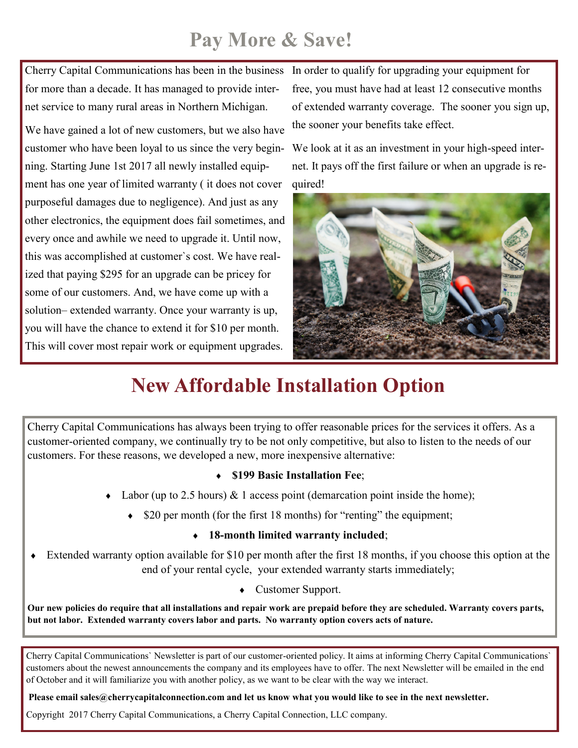# Pay More & Save!

Cherry Capital Communications has been in the business for more than a decade. It has managed to provide internet service to many rural areas in Northern Michigan.

We have gained a lot of new customers, but we also have customer who have been loyal to us since the very beginning. Starting June 1st 2017 all newly installed equipment has one year of limited warranty ( it does not cover purposeful damages due to negligence). And just as any other electronics, the equipment does fail sometimes, and every once and awhile we need to upgrade it. Until now, this was accomplished at customer`s cost. We have realized that paying $295 for an upgrade can be pricey for some of our customers. And, we have come up with a solution– extended warranty. Once your warranty is up, you will have the chance to extend it for $10 per month. This will cover most repair work or equipment upgrades.

In order to qualify for upgrading your equipment for free, you must have had at least 12 consecutive months of extended warranty coverage. The sooner you sign up, the sooner your benefits take effect.

We look at it as an investment in your high-speed internet. It pays off the first failure or when an upgrade is required!

# New Affordable Installation Option

Cherry Capital Communications has always been trying to offer reasonable prices for the services it offers. As a customer-oriented company, we continually try to be not only competitive, but also to listen to the needs of our customers. For these reasons, we developed a new, more inexpensive alternative:

- **$199 Basic Installation Fee**;
- Labor (up to 2.5 hours) & 1 access point (demarcation point inside the home);
- $20 per month (for the first 18 months) for "renting" the equipment;
- **18-month limited warranty included**;
- Extended warranty option available for $10 per month after the first 18 months, if you choose this option at the end of your rental cycle, your extended warranty starts immediately;
- Customer Support.

**Our new policies do require that all installations and repair work are prepaid before they are scheduled. Warranty covers parts, but not labor. Extended warranty covers labor and parts. No warranty option covers acts of nature.**

Cherry Capital Communications` Newsletter is part of our customer-oriented policy. It aims at informing Cherry Capital Communications` customers about the newest announcements the company and its employees have to offer. The next Newsletter will be emailed in the end of October and it will familiarize you with another policy, as we want to be clear with the way we interact.

**Please email sales@cherrycapitalconnection.com and let us know what you would like to see in the next newsletter.**

Copyright 2017 Cherry Capital Communications, a Cherry Capital Connection, LLC company.